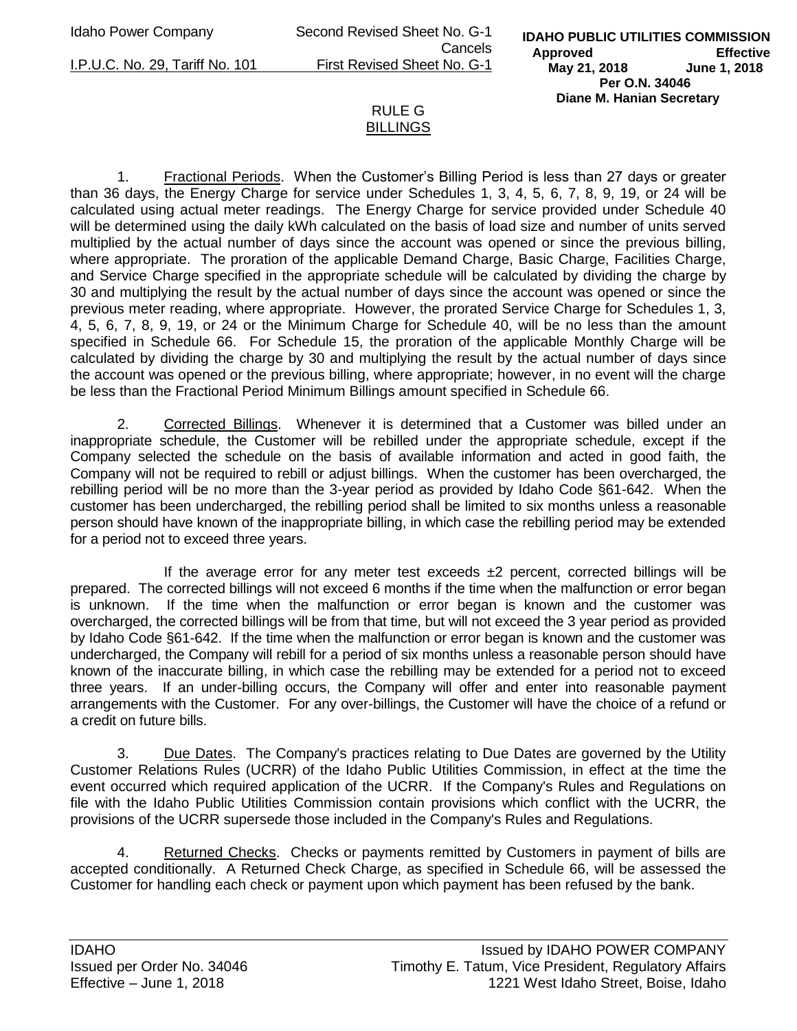# RULE G
## BILLINGS

1. Fractional Periods. When the Customer's Billing Period is less than 27 days or greater than 36 days, the Energy Charge for service under Schedules 1, 3, 4, 5, 6, 7, 8, 9, 19, or 24 will be calculated using actual meter readings. The Energy Charge for service provided under Schedule 40 will be determined using the daily kWh calculated on the basis of load size and number of units served multiplied by the actual number of days since the account was opened or since the previous billing, where appropriate. The proration of the applicable Demand Charge, Basic Charge, Facilities Charge, and Service Charge specified in the appropriate schedule will be calculated by dividing the charge by 30 and multiplying the result by the actual number of days since the account was opened or since the previous meter reading, where appropriate. However, the prorated Service Charge for Schedules 1, 3, 4, 5, 6, 7, 8, 9, 19, or 24 or the Minimum Charge for Schedule 40, will be no less than the amount specified in Schedule 66. For Schedule 15, the proration of the applicable Monthly Charge will be calculated by dividing the charge by 30 and multiplying the result by the actual number of days since the account was opened or the previous billing, where appropriate; however, in no event will the charge be less than the Fractional Period Minimum Billings amount specified in Schedule 66.

2. Corrected Billings. Whenever it is determined that a Customer was billed under an inappropriate schedule, the Customer will be rebilled under the appropriate schedule, except if the Company selected the schedule on the basis of available information and acted in good faith, the Company will not be required to rebill or adjust billings. When the customer has been overcharged, the rebilling period will be no more than the 3-year period as provided by Idaho Code §61-642. When the customer has been undercharged, the rebilling period shall be limited to six months unless a reasonable person should have known of the inappropriate billing, in which case the rebilling period may be extended for a period not to exceed three years.

If the average error for any meter test exceeds ±2 percent, corrected billings will be prepared. The corrected billings will not exceed 6 months if the time when the malfunction or error began is unknown. If the time when the malfunction or error began is known and the customer was overcharged, the corrected billings will be from that time, but will not exceed the 3 year period as provided by Idaho Code §61-642. If the time when the malfunction or error began is known and the customer was undercharged, the Company will rebill for a period of six months unless a reasonable person should have known of the inaccurate billing, in which case the rebilling may be extended for a period not to exceed three years. If an under-billing occurs, the Company will offer and enter into reasonable payment arrangements with the Customer. For any over-billings, the Customer will have the choice of a refund or a credit on future bills.

3. Due Dates. The Company's practices relating to Due Dates are governed by the Utility Customer Relations Rules (UCRR) of the Idaho Public Utilities Commission, in effect at the time the event occurred which required application of the UCRR. If the Company's Rules and Regulations on file with the Idaho Public Utilities Commission contain provisions which conflict with the UCRR, the provisions of the UCRR supersede those included in the Company's Rules and Regulations.

4. Returned Checks. Checks or payments remitted by Customers in payment of bills are accepted conditionally. A Returned Check Charge, as specified in Schedule 66, will be assessed the Customer for handling each check or payment upon which payment has been refused by the bank.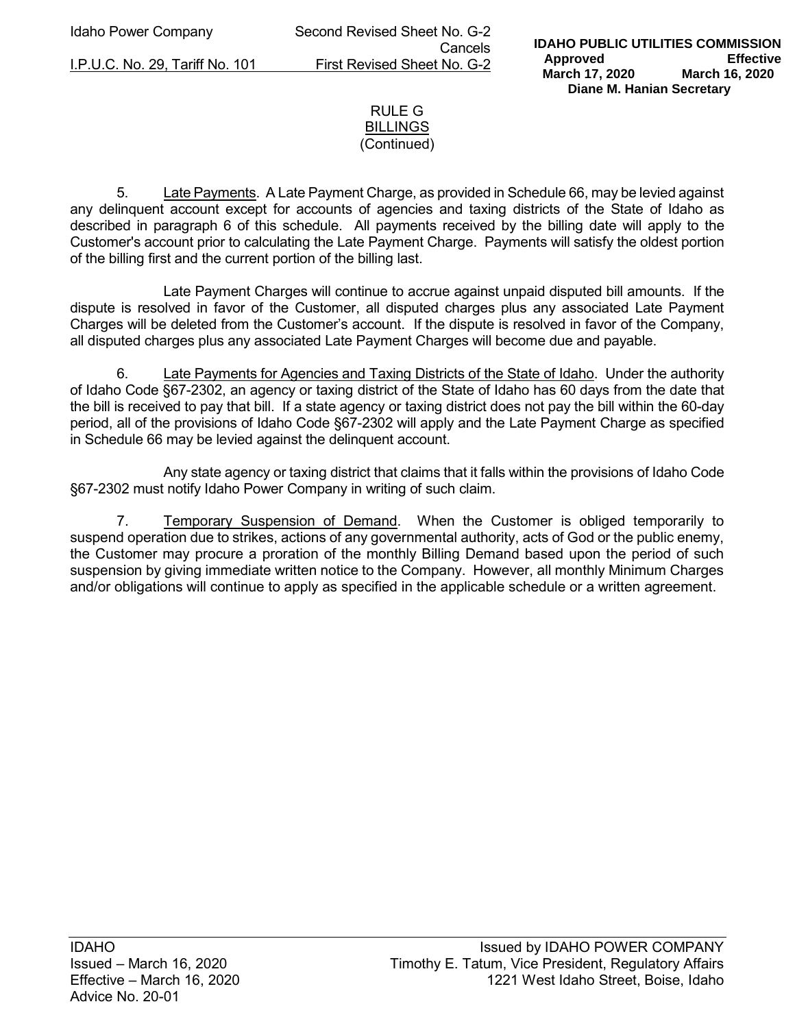# RULE G
## BILLINGS
(Continued)

5. Late Payments. A Late Payment Charge, as provided in Schedule 66, may be levied against any delinquent account except for accounts of agencies and taxing districts of the State of Idaho as described in paragraph 6 of this schedule. All payments received by the billing date will apply to the Customer's account prior to calculating the Late Payment Charge. Payments will satisfy the oldest portion of the billing first and the current portion of the billing last.

Late Payment Charges will continue to accrue against unpaid disputed bill amounts. If the dispute is resolved in favor of the Customer, all disputed charges plus any associated Late Payment Charges will be deleted from the Customer's account. If the dispute is resolved in favor of the Company, all disputed charges plus any associated Late Payment Charges will become due and payable.

6. Late Payments for Agencies and Taxing Districts of the State of Idaho. Under the authority of Idaho Code §67-2302, an agency or taxing district of the State of Idaho has 60 days from the date that the bill is received to pay that bill. If a state agency or taxing district does not pay the bill within the 60-day period, all of the provisions of Idaho Code §67-2302 will apply and the Late Payment Charge as specified in Schedule 66 may be levied against the delinquent account.

Any state agency or taxing district that claims that it falls within the provisions of Idaho Code §67-2302 must notify Idaho Power Company in writing of such claim.

7. Temporary Suspension of Demand. When the Customer is obliged temporarily to suspend operation due to strikes, actions of any governmental authority, acts of God or the public enemy, the Customer may procure a proration of the monthly Billing Demand based upon the period of such suspension by giving immediate written notice to the Company. However, all monthly Minimum Charges and/or obligations will continue to apply as specified in the applicable schedule or a written agreement.